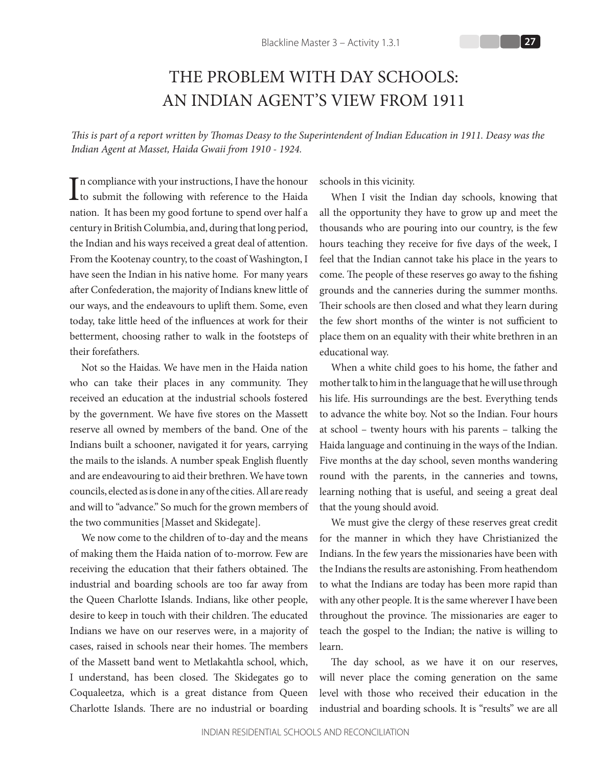# THE PROBLEM WITH DAY SCHOOLS: AN INDIAN AGENT'S VIEW FROM 1911

*This is part of a report written by Thomas Deasy to the Superintendent of Indian Education in 1911. Deasy was the Indian Agent at Masset, Haida Gwaii from 1910 - 1924.*

In compliance with your instructions, I have the honour to submit the following with reference to the Haida nation. It has been my good fortune to spend over half a century in British Columbia, and, during that long period, the Indian and his ways received a great deal of attention. From the Kootenay country, to the coast of Washington, I have seen the Indian in his native home. For many years after Confederation, the majority of Indians knew little of our ways, and the endeavours to uplift them. Some, even today, take little heed of the influences at work for their betterment, choosing rather to walk in the footsteps of their forefathers.

Not so the Haidas. We have men in the Haida nation who can take their places in any community. They received an education at the industrial schools fostered by the government. We have five stores on the Massett reserve all owned by members of the band. One of the Indians built a schooner, navigated it for years, carrying the mails to the islands. A number speak English fluently and are endeavouring to aid their brethren. We have town councils, elected as is done in any of the cities. All are ready and will to "advance." So much for the grown members of the two communities [Masset and Skidegate].

We now come to the children of to-day and the means of making them the Haida nation of to-morrow. Few are receiving the education that their fathers obtained. The industrial and boarding schools are too far away from the Queen Charlotte Islands. Indians, like other people, desire to keep in touch with their children. The educated Indians we have on our reserves were, in a majority of cases, raised in schools near their homes. The members of the Massett band went to Metlakahtla school, which, I understand, has been closed. The Skidegates go to Coqualeetza, which is a great distance from Queen Charlotte Islands. There are no industrial or boarding schools in this vicinity.

When I visit the Indian day schools, knowing that all the opportunity they have to grow up and meet the thousands who are pouring into our country, is the few hours teaching they receive for five days of the week, I feel that the Indian cannot take his place in the years to come. The people of these reserves go away to the fishing grounds and the canneries during the summer months. Their schools are then closed and what they learn during the few short months of the winter is not sufficient to place them on an equality with their white brethren in an educational way.

When a white child goes to his home, the father and mother talk to him in the language that he will use through his life. His surroundings are the best. Everything tends to advance the white boy. Not so the Indian. Four hours at school – twenty hours with his parents – talking the Haida language and continuing in the ways of the Indian. Five months at the day school, seven months wandering round with the parents, in the canneries and towns, learning nothing that is useful, and seeing a great deal that the young should avoid.

We must give the clergy of these reserves great credit for the manner in which they have Christianized the Indians. In the few years the missionaries have been with the Indians the results are astonishing. From heathendom to what the Indians are today has been more rapid than with any other people. It is the same wherever I have been throughout the province. The missionaries are eager to teach the gospel to the Indian; the native is willing to learn.

The day school, as we have it on our reserves, will never place the coming generation on the same level with those who received their education in the industrial and boarding schools. It is "results" we are all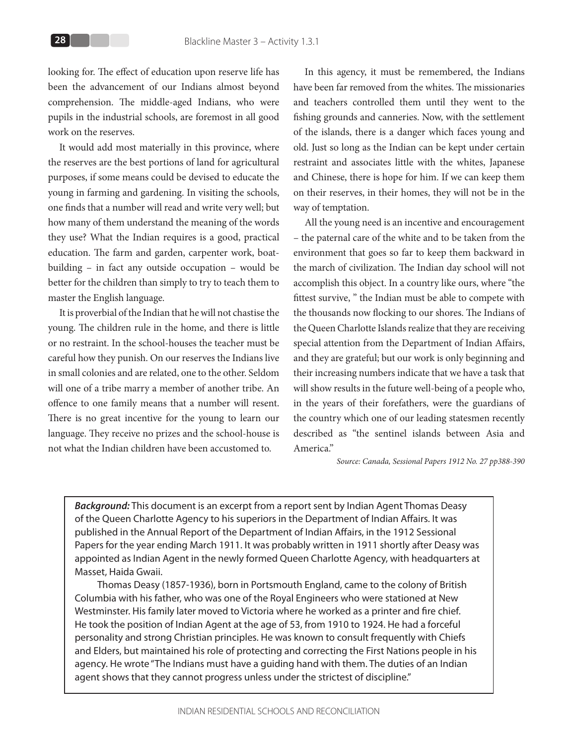looking for. The effect of education upon reserve life has been the advancement of our Indians almost beyond comprehension. The middle-aged Indians, who were pupils in the industrial schools, are foremost in all good work on the reserves.

It would add most materially in this province, where the reserves are the best portions of land for agricultural purposes, if some means could be devised to educate the young in farming and gardening. In visiting the schools, one finds that a number will read and write very well; but how many of them understand the meaning of the words they use? What the Indian requires is a good, practical education. The farm and garden, carpenter work, boat-building – in fact any outside occupation – would be better for the children than simply to try to teach them to master the English language.

It is proverbial of the Indian that he will not chastise the young. The children rule in the home, and there is little or no restraint. In the school-houses the teacher must be careful how they punish. On our reserves the Indians live in small colonies and are related, one to the other. Seldom will one of a tribe marry a member of another tribe. An offence to one family means that a number will resent. There is no great incentive for the young to learn our language. They receive no prizes and the school-house is not what the Indian children have been accustomed to.

In this agency, it must be remembered, the Indians have been far removed from the whites. The missionaries and teachers controlled them until they went to the fishing grounds and canneries. Now, with the settlement of the islands, there is a danger which faces young and old. Just so long as the Indian can be kept under certain restraint and associates little with the whites, Japanese and Chinese, there is hope for him. If we can keep them on their reserves, in their homes, they will not be in the way of temptation.

All the young need is an incentive and encouragement – the paternal care of the white and to be taken from the environment that goes so far to keep them backward in the march of civilization. The Indian day school will not accomplish this object. In a country like ours, where "the fittest survive, " the Indian must be able to compete with the thousands now flocking to our shores. The Indians of the Queen Charlotte Islands realize that they are receiving special attention from the Department of Indian Affairs, and they are grateful; but our work is only beginning and their increasing numbers indicate that we have a task that will show results in the future well-being of a people who, in the years of their forefathers, were the guardians of the country which one of our leading statesmen recently described as "the sentinel islands between Asia and America."

*Source: Canada, Sessional Papers 1912 No. 27 pp388-390*

***Background:*** This document is an excerpt from a report sent by Indian Agent Thomas Deasy of the Queen Charlotte Agency to his superiors in the Department of Indian Affairs. It was published in the Annual Report of the Department of Indian Affairs, in the 1912 Sessional Papers for the year ending March 1911. It was probably written in 1911 shortly after Deasy was appointed as Indian Agent in the newly formed Queen Charlotte Agency, with headquarters at Masset, Haida Gwaii.

Thomas Deasy (1857-1936), born in Portsmouth England, came to the colony of British Columbia with his father, who was one of the Royal Engineers who were stationed at New Westminster. His family later moved to Victoria where he worked as a printer and fire chief. He took the position of Indian Agent at the age of 53, from 1910 to 1924. He had a forceful personality and strong Christian principles. He was known to consult frequently with Chiefs and Elders, but maintained his role of protecting and correcting the First Nations people in his agency. He wrote "The Indians must have a guiding hand with them. The duties of an Indian agent shows that they cannot progress unless under the strictest of discipline."